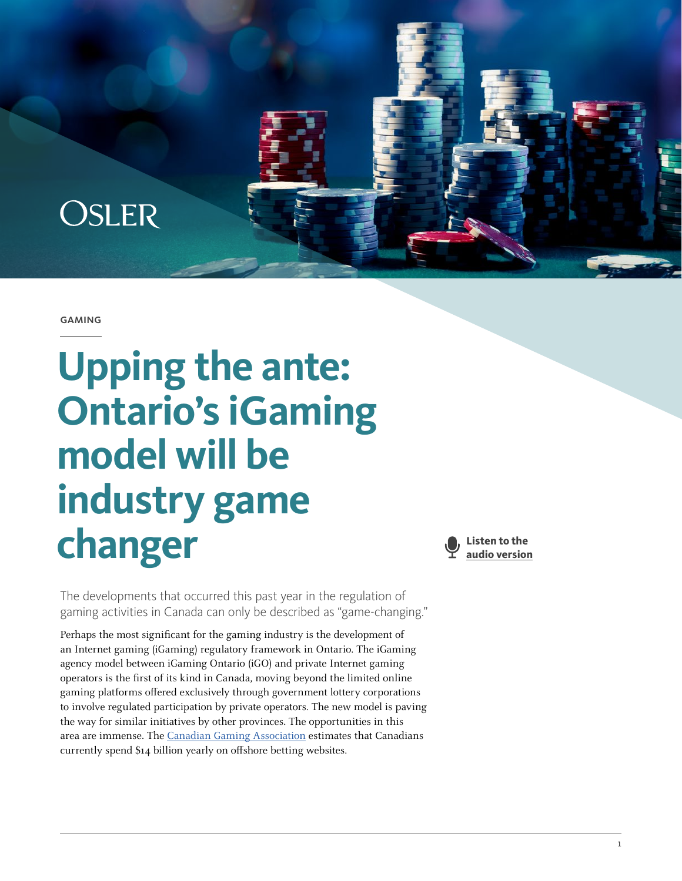OSLER

GAMING

# Upping the ante: Ontario's iGaming model will be industry game changer

Listen to the audio version

The developments that occurred this past year in the regulation of gaming activities in Canada can only be described as "game-changing."

Perhaps the most significant for the gaming industry is the development of an Internet gaming (iGaming) regulatory framework in Ontario. The iGaming agency model between iGaming Ontario (iGO) and private Internet gaming operators is the first of its kind in Canada, moving beyond the limited online gaming platforms offered exclusively through government lottery corporations to involve regulated participation by private operators. The new model is paving the way for similar initiatives by other provinces. The opportunities in this area are immense. The Canadian Gaming Association estimates that Canadians currently spend $14 billion yearly on offshore betting websites.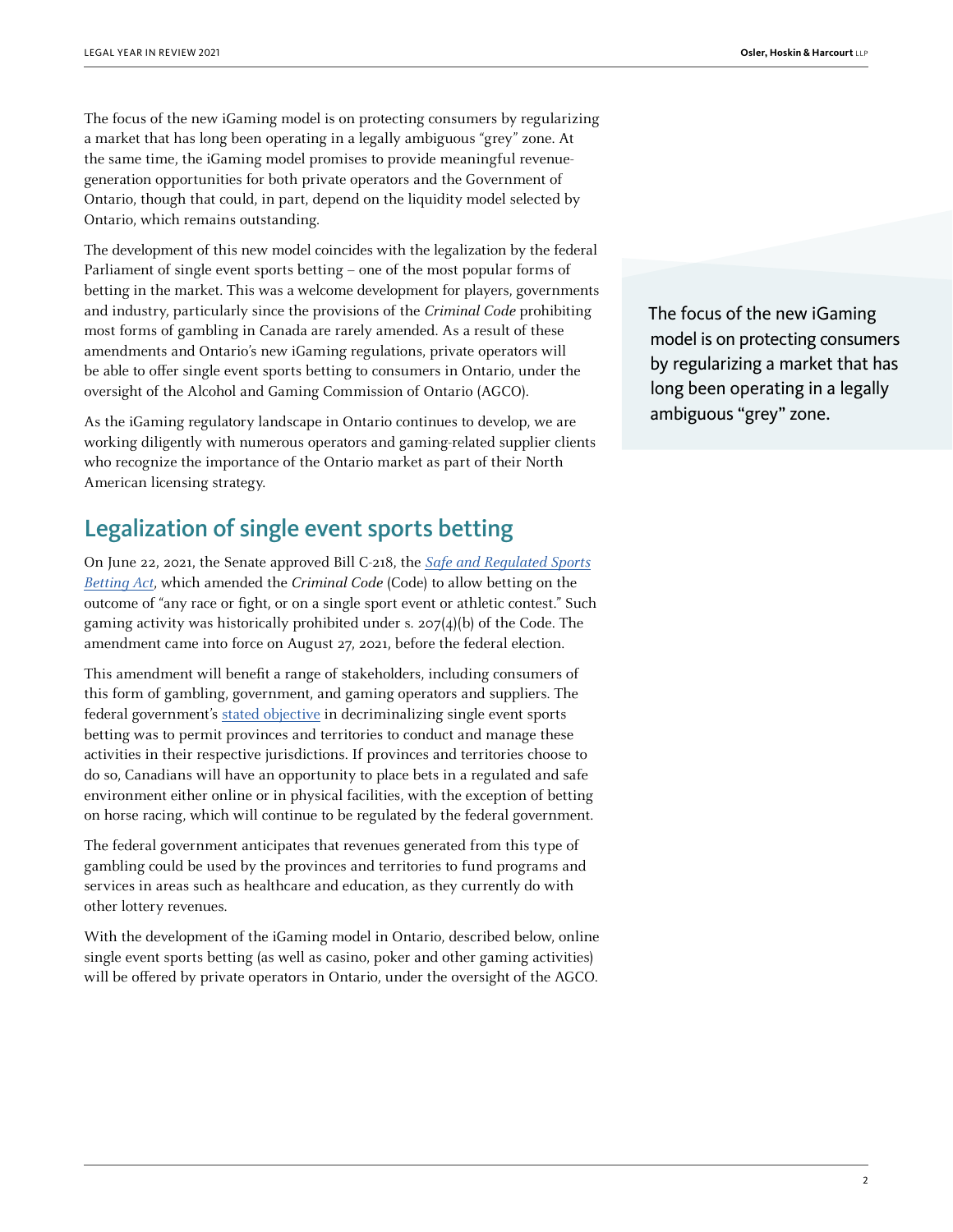The focus of the new iGaming model is on protecting consumers by regularizing a market that has long been operating in a legally ambiguous "grey" zone. At the same time, the iGaming model promises to provide meaningful revenue-generation opportunities for both private operators and the Government of Ontario, though that could, in part, depend on the liquidity model selected by Ontario, which remains outstanding.

The development of this new model coincides with the legalization by the federal Parliament of single event sports betting – one of the most popular forms of betting in the market. This was a welcome development for players, governments and industry, particularly since the provisions of the *Criminal Code* prohibiting most forms of gambling in Canada are rarely amended. As a result of these amendments and Ontario's new iGaming regulations, private operators will be able to offer single event sports betting to consumers in Ontario, under the oversight of the Alcohol and Gaming Commission of Ontario (AGCO).

> The focus of the new iGaming model is on protecting consumers by regularizing a market that has long been operating in a legally ambiguous "grey" zone.

As the iGaming regulatory landscape in Ontario continues to develop, we are working diligently with numerous operators and gaming-related supplier clients who recognize the importance of the Ontario market as part of their North American licensing strategy.

## Legalization of single event sports betting

On June 22, 2021, the Senate approved Bill C-218, the *Safe and Regulated Sports Betting Act*, which amended the *Criminal Code* (Code) to allow betting on the outcome of "any race or fight, or on a single sport event or athletic contest." Such gaming activity was historically prohibited under s. 207(4)(b) of the Code. The amendment came into force on August 27, 2021, before the federal election.

This amendment will benefit a range of stakeholders, including consumers of this form of gambling, government, and gaming operators and suppliers. The federal government's stated objective in decriminalizing single event sports betting was to permit provinces and territories to conduct and manage these activities in their respective jurisdictions. If provinces and territories choose to do so, Canadians will have an opportunity to place bets in a regulated and safe environment either online or in physical facilities, with the exception of betting on horse racing, which will continue to be regulated by the federal government.

The federal government anticipates that revenues generated from this type of gambling could be used by the provinces and territories to fund programs and services in areas such as healthcare and education, as they currently do with other lottery revenues.

With the development of the iGaming model in Ontario, described below, online single event sports betting (as well as casino, poker and other gaming activities) will be offered by private operators in Ontario, under the oversight of the AGCO.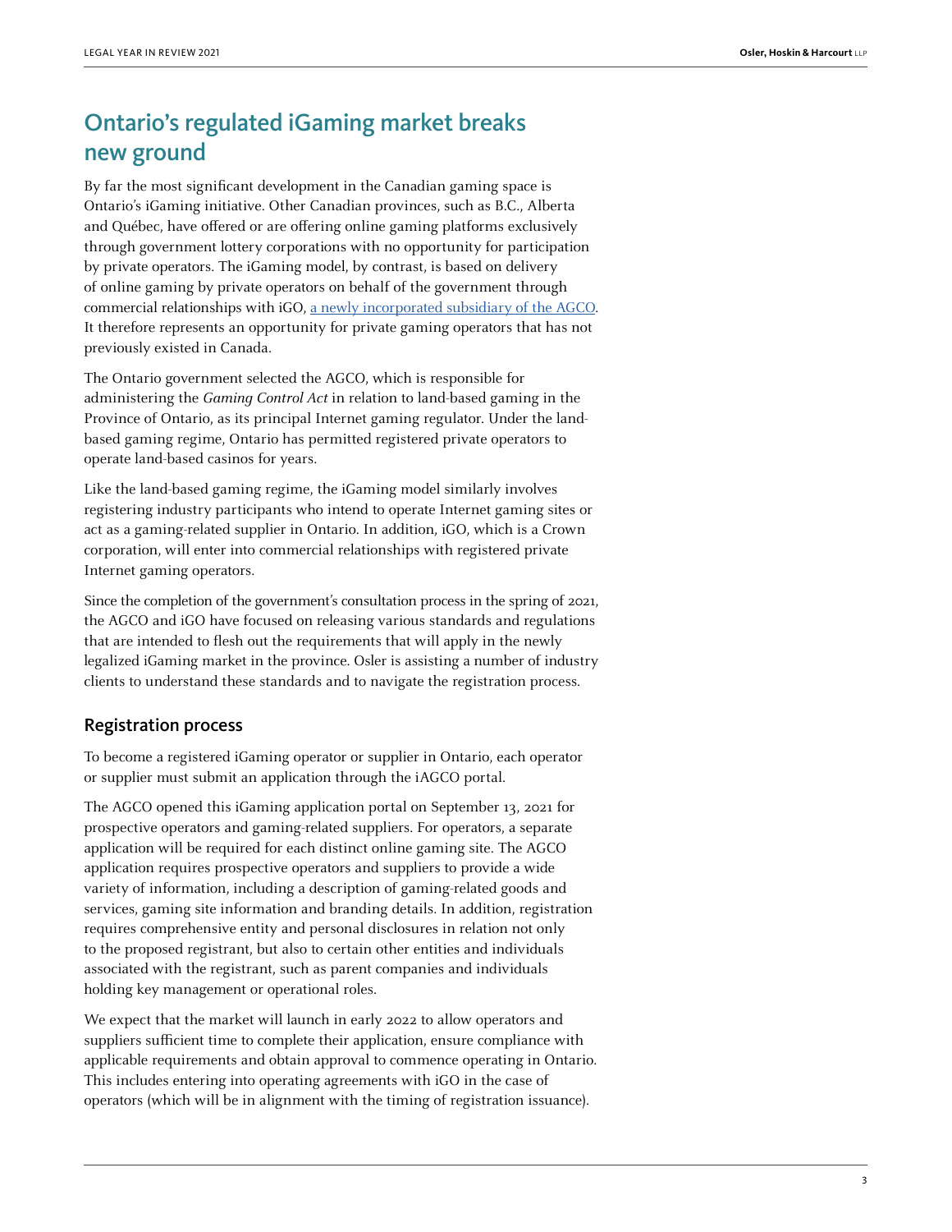# Ontario's regulated iGaming market breaks new ground

By far the most significant development in the Canadian gaming space is Ontario's iGaming initiative. Other Canadian provinces, such as B.C., Alberta and Québec, have offered or are offering online gaming platforms exclusively through government lottery corporations with no opportunity for participation by private operators. The iGaming model, by contrast, is based on delivery of online gaming by private operators on behalf of the government through commercial relationships with iGO, a newly incorporated subsidiary of the AGCO. It therefore represents an opportunity for private gaming operators that has not previously existed in Canada.

The Ontario government selected the AGCO, which is responsible for administering the *Gaming Control Act* in relation to land-based gaming in the Province of Ontario, as its principal Internet gaming regulator. Under the land-based gaming regime, Ontario has permitted registered private operators to operate land-based casinos for years.

Like the land-based gaming regime, the iGaming model similarly involves registering industry participants who intend to operate Internet gaming sites or act as a gaming-related supplier in Ontario. In addition, iGO, which is a Crown corporation, will enter into commercial relationships with registered private Internet gaming operators.

Since the completion of the government's consultation process in the spring of 2021, the AGCO and iGO have focused on releasing various standards and regulations that are intended to flesh out the requirements that will apply in the newly legalized iGaming market in the province. Osler is assisting a number of industry clients to understand these standards and to navigate the registration process.

## Registration process

To become a registered iGaming operator or supplier in Ontario, each operator or supplier must submit an application through the iAGCO portal.

The AGCO opened this iGaming application portal on September 13, 2021 for prospective operators and gaming-related suppliers. For operators, a separate application will be required for each distinct online gaming site. The AGCO application requires prospective operators and suppliers to provide a wide variety of information, including a description of gaming-related goods and services, gaming site information and branding details. In addition, registration requires comprehensive entity and personal disclosures in relation not only to the proposed registrant, but also to certain other entities and individuals associated with the registrant, such as parent companies and individuals holding key management or operational roles.

We expect that the market will launch in early 2022 to allow operators and suppliers sufficient time to complete their application, ensure compliance with applicable requirements and obtain approval to commence operating in Ontario. This includes entering into operating agreements with iGO in the case of operators (which will be in alignment with the timing of registration issuance).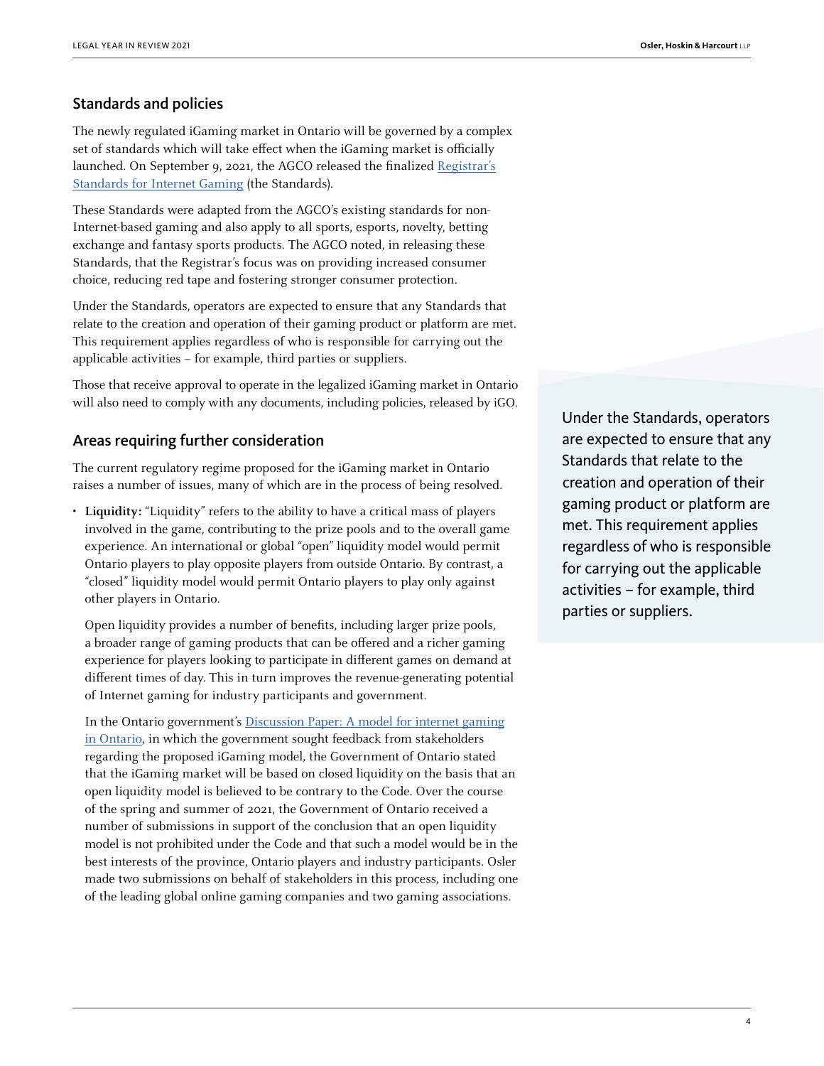## Standards and policies

The newly regulated iGaming market in Ontario will be governed by a complex set of standards which will take effect when the iGaming market is officially launched. On September 9, 2021, the AGCO released the finalized Registrar's Standards for Internet Gaming (the Standards).

These Standards were adapted from the AGCO's existing standards for non-Internet-based gaming and also apply to all sports, esports, novelty, betting exchange and fantasy sports products. The AGCO noted, in releasing these Standards, that the Registrar's focus was on providing increased consumer choice, reducing red tape and fostering stronger consumer protection.

Under the Standards, operators are expected to ensure that any Standards that relate to the creation and operation of their gaming product or platform are met. This requirement applies regardless of who is responsible for carrying out the applicable activities – for example, third parties or suppliers.

Those that receive approval to operate in the legalized iGaming market in Ontario will also need to comply with any documents, including policies, released by iGO.

> Under the Standards, operators are expected to ensure that any Standards that relate to the creation and operation of their gaming product or platform are met. This requirement applies regardless of who is responsible for carrying out the applicable activities – for example, third parties or suppliers.

## Areas requiring further consideration

The current regulatory regime proposed for the iGaming market in Ontario raises a number of issues, many of which are in the process of being resolved.

- **Liquidity:** "Liquidity" refers to the ability to have a critical mass of players involved in the game, contributing to the prize pools and to the overall game experience. An international or global "open" liquidity model would permit Ontario players to play opposite players from outside Ontario. By contrast, a "closed" liquidity model would permit Ontario players to play only against other players in Ontario.

  Open liquidity provides a number of benefits, including larger prize pools, a broader range of gaming products that can be offered and a richer gaming experience for players looking to participate in different games on demand at different times of day. This in turn improves the revenue-generating potential of Internet gaming for industry participants and government.

  In the Ontario government's Discussion Paper: A model for internet gaming in Ontario, in which the government sought feedback from stakeholders regarding the proposed iGaming model, the Government of Ontario stated that the iGaming market will be based on closed liquidity on the basis that an open liquidity model is believed to be contrary to the Code. Over the course of the spring and summer of 2021, the Government of Ontario received a number of submissions in support of the conclusion that an open liquidity model is not prohibited under the Code and that such a model would be in the best interests of the province, Ontario players and industry participants. Osler made two submissions on behalf of stakeholders in this process, including one of the leading global online gaming companies and two gaming associations.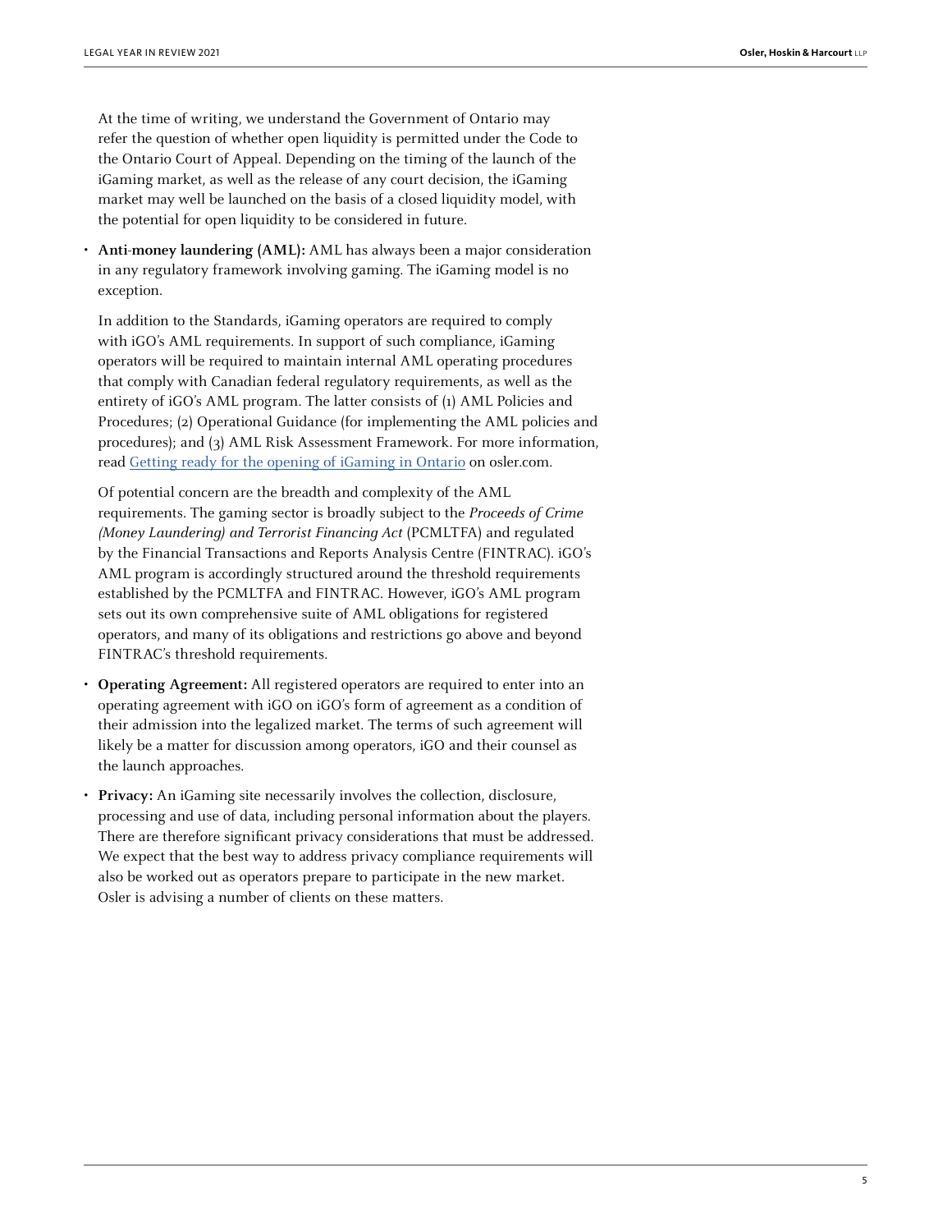At the time of writing, we understand the Government of Ontario may refer the question of whether open liquidity is permitted under the Code to the Ontario Court of Appeal. Depending on the timing of the launch of the iGaming market, as well as the release of any court decision, the iGaming market may well be launched on the basis of a closed liquidity model, with the potential for open liquidity to be considered in future.

- **Anti-money laundering (AML):** AML has always been a major consideration in any regulatory framework involving gaming. The iGaming model is no exception.

  In addition to the Standards, iGaming operators are required to comply with iGO's AML requirements. In support of such compliance, iGaming operators will be required to maintain internal AML operating procedures that comply with Canadian federal regulatory requirements, as well as the entirety of iGO's AML program. The latter consists of (1) AML Policies and Procedures; (2) Operational Guidance (for implementing the AML policies and procedures); and (3) AML Risk Assessment Framework. For more information, read [Getting ready for the opening of iGaming in Ontario] on osler.com.

  Of potential concern are the breadth and complexity of the AML requirements. The gaming sector is broadly subject to the *Proceeds of Crime (Money Laundering) and Terrorist Financing Act* (PCMLTFA) and regulated by the Financial Transactions and Reports Analysis Centre (FINTRAC). iGO's AML program is accordingly structured around the threshold requirements established by the PCMLTFA and FINTRAC. However, iGO's AML program sets out its own comprehensive suite of AML obligations for registered operators, and many of its obligations and restrictions go above and beyond FINTRAC's threshold requirements.

- **Operating Agreement:** All registered operators are required to enter into an operating agreement with iGO on iGO's form of agreement as a condition of their admission into the legalized market. The terms of such agreement will likely be a matter for discussion among operators, iGO and their counsel as the launch approaches.

- **Privacy:** An iGaming site necessarily involves the collection, disclosure, processing and use of data, including personal information about the players. There are therefore significant privacy considerations that must be addressed. We expect that the best way to address privacy compliance requirements will also be worked out as operators prepare to participate in the new market. Osler is advising a number of clients on these matters.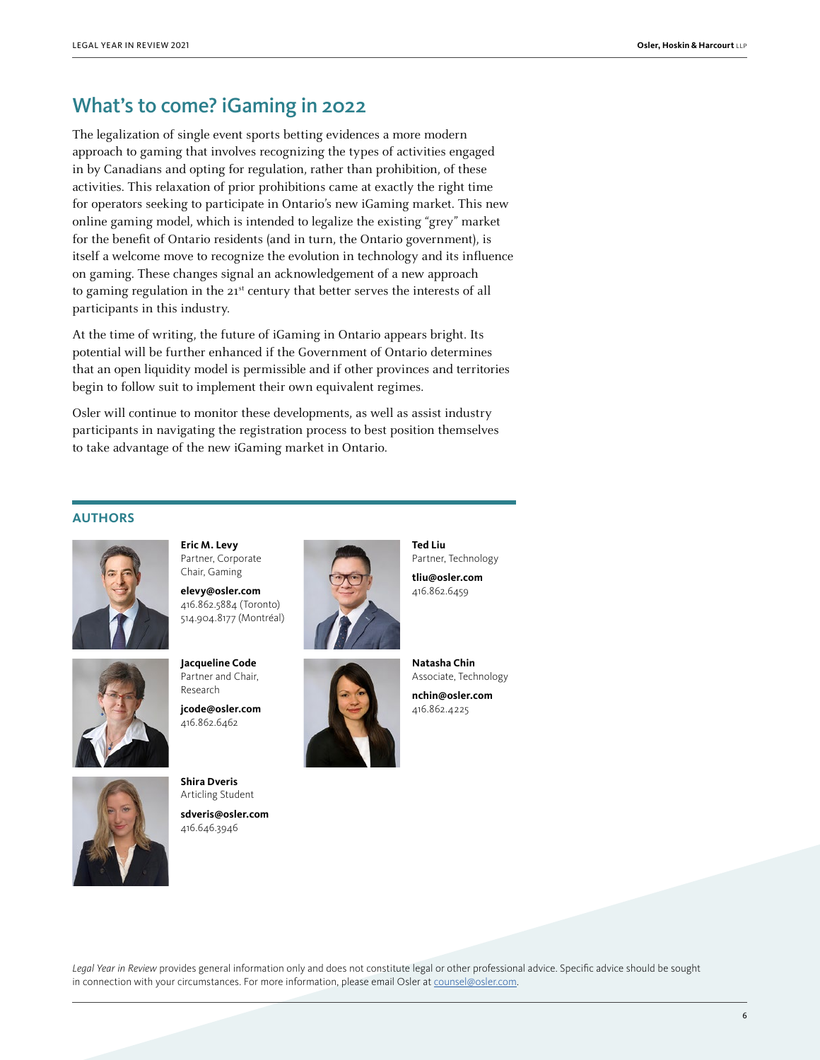## What's to come? iGaming in 2022

The legalization of single event sports betting evidences a more modern approach to gaming that involves recognizing the types of activities engaged in by Canadians and opting for regulation, rather than prohibition, of these activities. This relaxation of prior prohibitions came at exactly the right time for operators seeking to participate in Ontario's new iGaming market. This new online gaming model, which is intended to legalize the existing "grey" market for the benefit of Ontario residents (and in turn, the Ontario government), is itself a welcome move to recognize the evolution in technology and its influence on gaming. These changes signal an acknowledgement of a new approach to gaming regulation in the 21st century that better serves the interests of all participants in this industry.

At the time of writing, the future of iGaming in Ontario appears bright. Its potential will be further enhanced if the Government of Ontario determines that an open liquidity model is permissible and if other provinces and territories begin to follow suit to implement their own equivalent regimes.

Osler will continue to monitor these developments, as well as assist industry participants in navigating the registration process to best position themselves to take advantage of the new iGaming market in Ontario.

### AUTHORS

**Eric M. Levy**
Partner, Corporate
Chair, Gaming

**elevy@osler.com**
416.862.5884 (Toronto)
514.904.8177 (Montréal)

**Ted Liu**
Partner, Technology

**tliu@osler.com**
416.862.6459

**Jacqueline Code**
Partner and Chair, Research

**jcode@osler.com**
416.862.6462

**Natasha Chin**
Associate, Technology

**nchin@osler.com**
416.862.4225

**Shira Dveris**
Articling Student

**sdveris@osler.com**
416.646.3946

*Legal Year in Review* provides general information only and does not constitute legal or other professional advice. Specific advice should be sought in connection with your circumstances. For more information, please email Osler at counsel@osler.com.